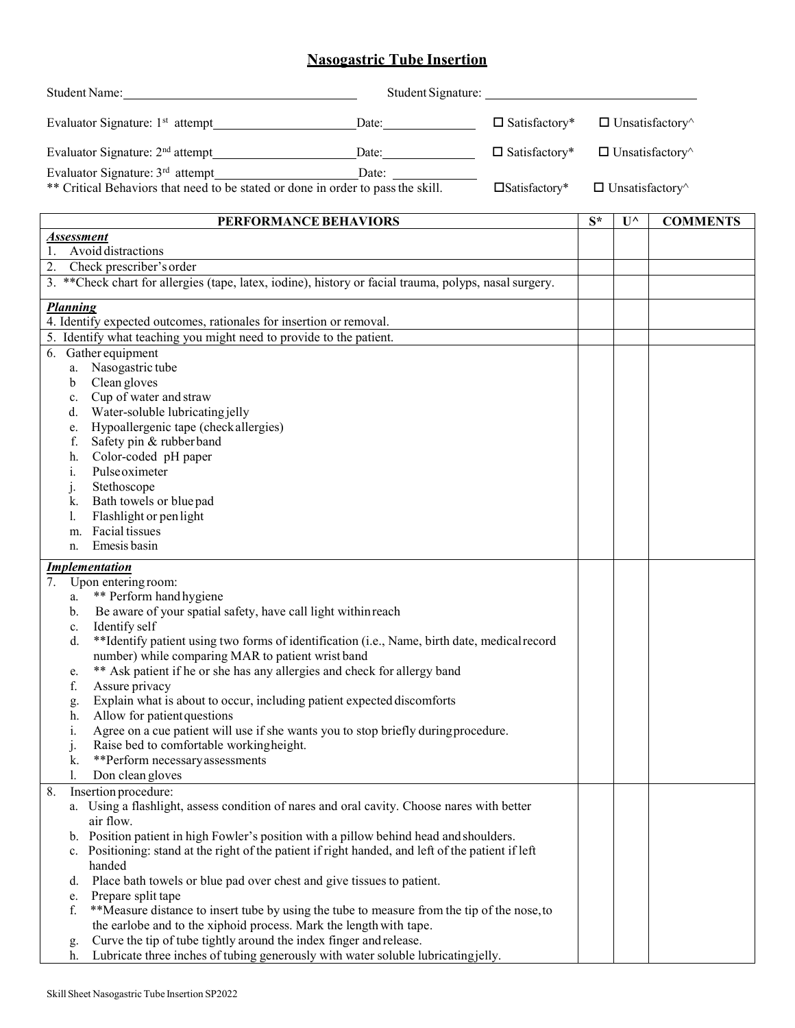# Nasogastric Tube Insertion

Student Name: ______________________ Student Signature: ______________________

Evaluator Signature: 1st attempt ______________________ Date: ______________ ☐ Satisfactory* ☐ Unsatisfactory^

Evaluator Signature: 2nd attempt ______________________ Date: ______________ ☐ Satisfactory* ☐ Unsatisfactory^

Evaluator Signature: 3rd attempt ______________________ Date: ______________

** Critical Behaviors that need to be stated or done in order to pass the skill. ☐Satisfactory* ☐ Unsatisfactory^

| PERFORMANCE BEHAVIORS | S* | U^ | COMMENTS |
|---|---|---|---|
| ***Assessment***<br>1. Avoid distractions | | | |
| 2. Check prescriber's order | | | |
| 3. **Check chart for allergies (tape, latex, iodine), history or facial trauma, polyps, nasal surgery. | | | |
| ***Planning***<br>4. Identify expected outcomes, rationales for insertion or removal. | | | |
| 5. Identify what teaching you might need to provide to the patient. | | | |
| 6. Gather equipment<br>a. Nasogastric tube<br>b Clean gloves<br>c. Cup of water and straw<br>d. Water-soluble lubricating jelly<br>e. Hypoallergenic tape (check allergies)<br>f. Safety pin & rubber band<br>h. Color-coded pH paper<br>i. Pulse oximeter<br>j. Stethoscope<br>k. Bath towels or blue pad<br>l. Flashlight or pen light<br>m. Facial tissues<br>n. Emesis basin | | | |
| ***Implementation***<br>7. Upon entering room:<br>a. ** Perform hand hygiene<br>b. Be aware of your spatial safety, have call light within reach<br>c. Identify self<br>d. **Identify patient using two forms of identification (i.e., Name, birth date, medical record number) while comparing MAR to patient wrist band<br>e. ** Ask patient if he or she has any allergies and check for allergy band<br>f. Assure privacy<br>g. Explain what is about to occur, including patient expected discomforts<br>h. Allow for patient questions<br>i. Agree on a cue patient will use if she wants you to stop briefly during procedure.<br>j. Raise bed to comfortable working height.<br>k. **Perform necessary assessments<br>l. Don clean gloves | | | |
| 8. Insertion procedure:<br>a. Using a flashlight, assess condition of nares and oral cavity. Choose nares with better air flow.<br>b. Position patient in high Fowler's position with a pillow behind head and shoulders.<br>c. Positioning: stand at the right of the patient if right handed, and left of the patient if left handed<br>d. Place bath towels or blue pad over chest and give tissues to patient.<br>e. Prepare split tape<br>f. **Measure distance to insert tube by using the tube to measure from the tip of the nose, to the earlobe and to the xiphoid process. Mark the length with tape.<br>g. Curve the tip of tube tightly around the index finger and release.<br>h. Lubricate three inches of tubing generously with water soluble lubricating jelly. | | | |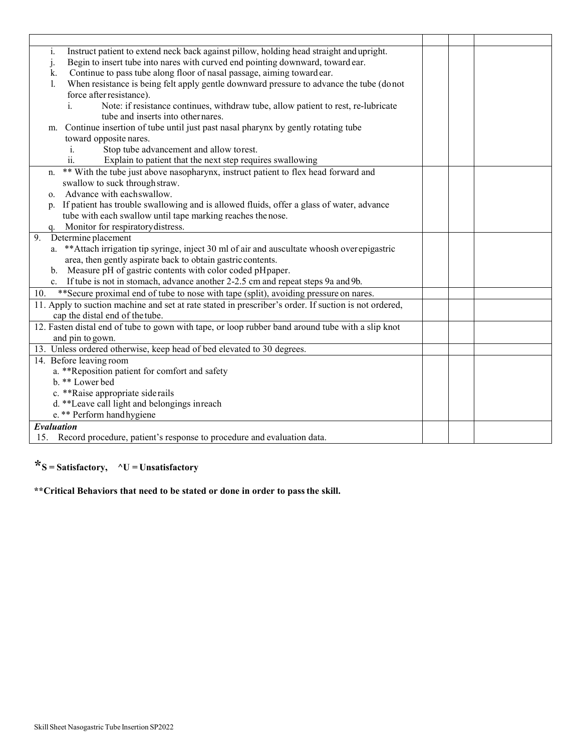| | | | |
|---|---|---|---|
| i. Instruct patient to extend neck back against pillow, holding head straight and upright.<br>j. Begin to insert tube into nares with curved end pointing downward, toward ear.<br>k. Continue to pass tube along floor of nasal passage, aiming toward ear.<br>l. When resistance is being felt apply gentle downward pressure to advance the tube (do not force after resistance).<br>i. Note: if resistance continues, withdraw tube, allow patient to rest, re-lubricate tube and inserts into other nares.<br>m. Continue insertion of tube until just past nasal pharynx by gently rotating tube toward opposite nares.<br>i. Stop tube advancement and allow to rest.<br>ii. Explain to patient that the next step requires swallowing | | | |
| n. ** With the tube just above nasopharynx, instruct patient to flex head forward and swallow to suck through straw.<br>o. Advance with each swallow.<br>p. If patient has trouble swallowing and is allowed fluids, offer a glass of water, advance tube with each swallow until tape marking reaches the nose.<br>q. Monitor for respiratory distress. | | | |
| 9. Determine placement<br>a. **Attach irrigation tip syringe, inject 30 ml of air and auscultate whoosh over epigastric area, then gently aspirate back to obtain gastric contents.<br>b. Measure pH of gastric contents with color coded pH paper.<br>c. If tube is not in stomach, advance another 2-2.5 cm and repeat steps 9a and 9b. | | | |
| 10. **Secure proximal end of tube to nose with tape (split), avoiding pressure on nares. | | | |
| 11. Apply to suction machine and set at rate stated in prescriber's order. If suction is not ordered, cap the distal end of the tube. | | | |
| 12. Fasten distal end of tube to gown with tape, or loop rubber band around tube with a slip knot and pin to gown. | | | |
| 13. Unless ordered otherwise, keep head of bed elevated to 30 degrees. | | | |
| 14. Before leaving room<br>a. **Reposition patient for comfort and safety<br>b. ** Lower bed<br>c. **Raise appropriate side rails<br>d. **Leave call light and belongings in reach<br>e. ** Perform hand hygiene | | | |
| ***Evaluation***<br>15. Record procedure, patient's response to procedure and evaluation data. | | | |

**\*S = Satisfactory, ^U = Unsatisfactory**

****Critical Behaviors that need to be stated or done in order to pass the skill.**